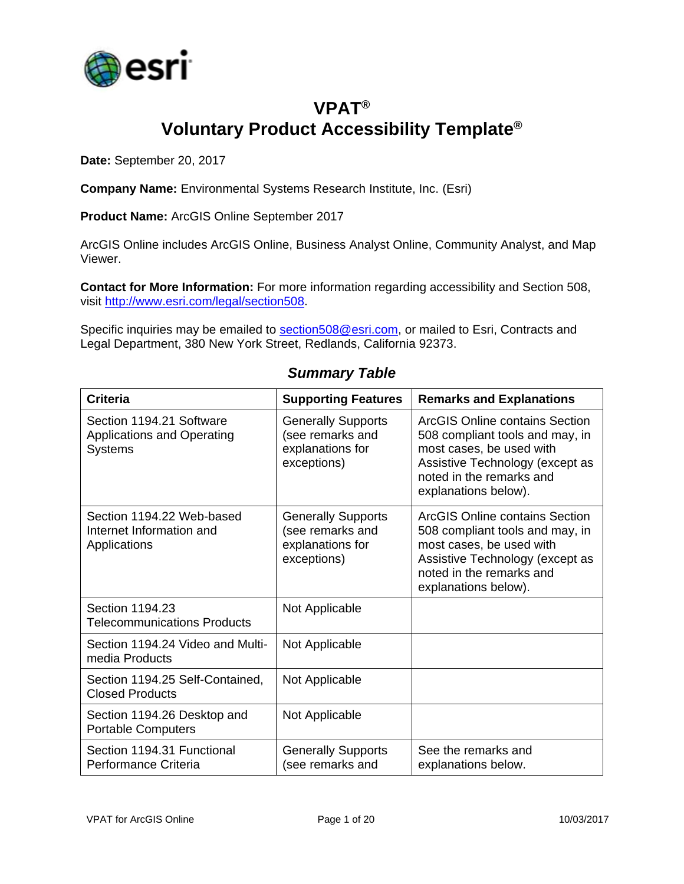# VPAT®
# Voluntary Product Accessibility Template®

**Date:** September 20, 2017

**Company Name:** Environmental Systems Research Institute, Inc. (Esri)

**Product Name:** ArcGIS Online September 2017

ArcGIS Online includes ArcGIS Online, Business Analyst Online, Community Analyst, and Map Viewer.

**Contact for More Information:** For more information regarding accessibility and Section 508, visit http://www.esri.com/legal/section508.

Specific inquiries may be emailed to section508@esri.com, or mailed to Esri, Contracts and Legal Department, 380 New York Street, Redlands, California 92373.

## *Summary Table*

| Criteria | Supporting Features | Remarks and Explanations |
|---|---|---|
| Section 1194.21 Software Applications and Operating Systems | Generally Supports (see remarks and explanations for exceptions) | ArcGIS Online contains Section 508 compliant tools and may, in most cases, be used with Assistive Technology (except as noted in the remarks and explanations below). |
| Section 1194.22 Web-based Internet Information and Applications | Generally Supports (see remarks and explanations for exceptions) | ArcGIS Online contains Section 508 compliant tools and may, in most cases, be used with Assistive Technology (except as noted in the remarks and explanations below). |
| Section 1194.23 Telecommunications Products | Not Applicable | |
| Section 1194.24 Video and Multi-media Products | Not Applicable | |
| Section 1194.25 Self-Contained, Closed Products | Not Applicable | |
| Section 1194.26 Desktop and Portable Computers | Not Applicable | |
| Section 1194.31 Functional Performance Criteria | Generally Supports (see remarks and | See the remarks and explanations below. |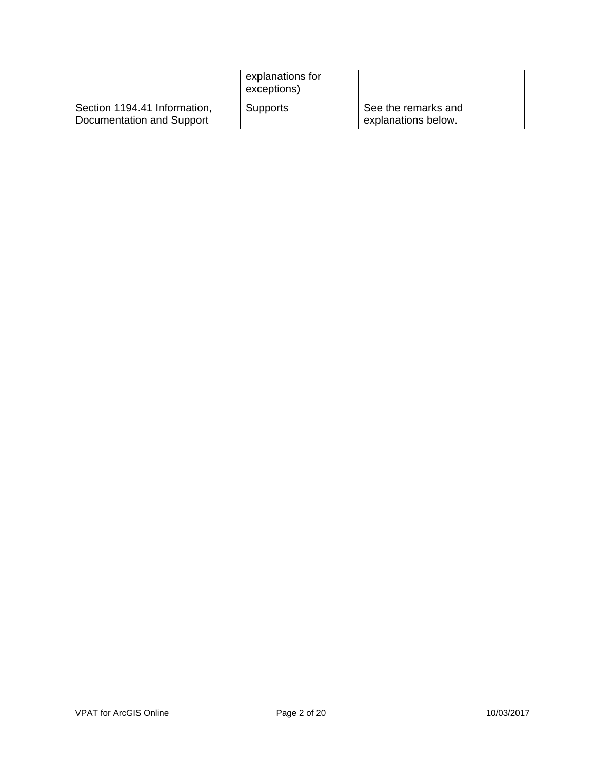| | explanations for exceptions) | |
|---|---|---|
| Section 1194.41 Information, Documentation and Support | Supports | See the remarks and explanations below. |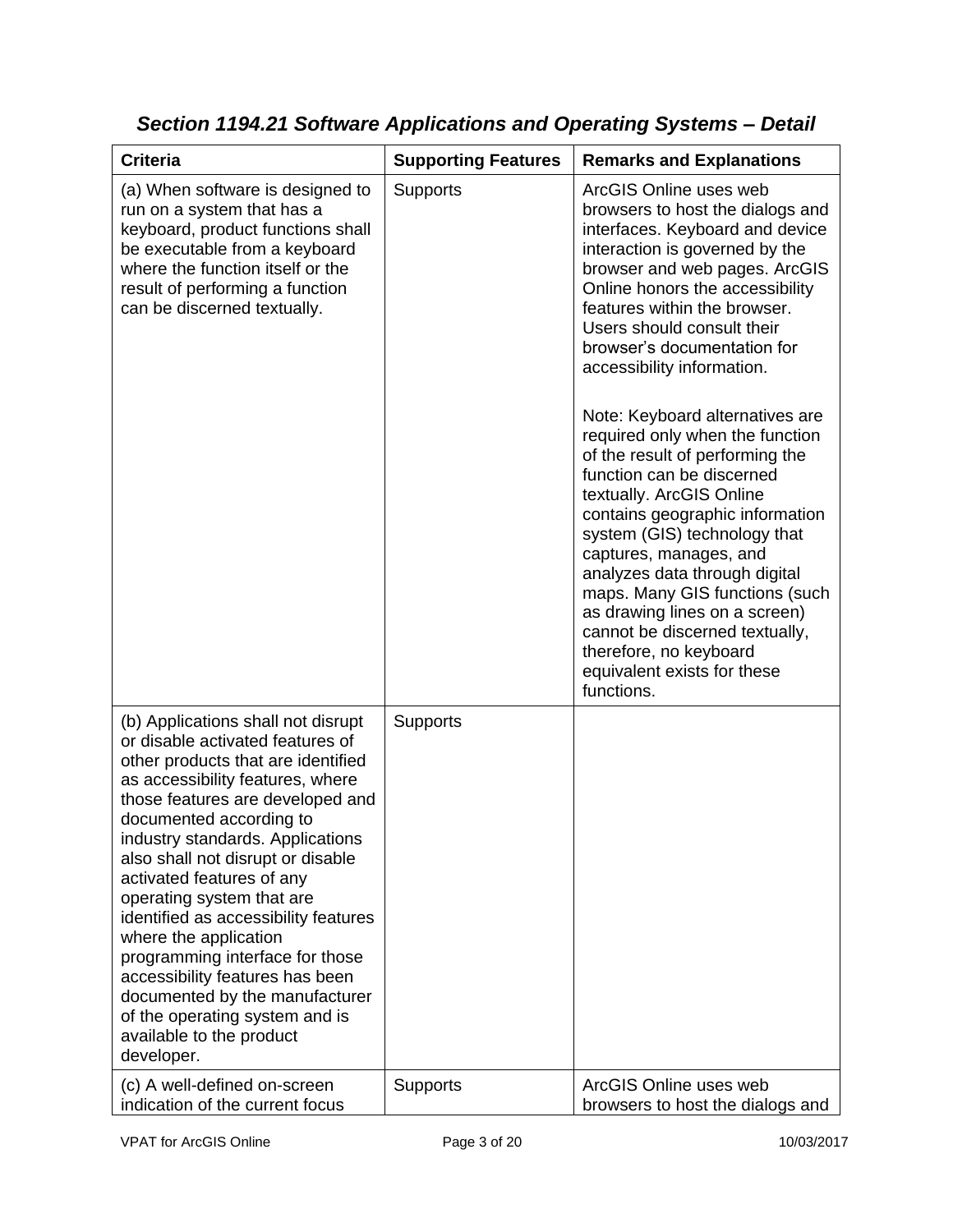### *Section 1194.21 Software Applications and Operating Systems – Detail*

| Criteria | Supporting Features | Remarks and Explanations |
| --- | --- | --- |
| (a) When software is designed to run on a system that has a keyboard, product functions shall be executable from a keyboard where the function itself or the result of performing a function can be discerned textually. | Supports | ArcGIS Online uses web browsers to host the dialogs and interfaces. Keyboard and device interaction is governed by the browser and web pages. ArcGIS Online honors the accessibility features within the browser. Users should consult their browser's documentation for accessibility information.<br><br>Note: Keyboard alternatives are required only when the function of the result of performing the function can be discerned textually. ArcGIS Online contains geographic information system (GIS) technology that captures, manages, and analyzes data through digital maps. Many GIS functions (such as drawing lines on a screen) cannot be discerned textually, therefore, no keyboard equivalent exists for these functions. |
| (b) Applications shall not disrupt or disable activated features of other products that are identified as accessibility features, where those features are developed and documented according to industry standards. Applications also shall not disrupt or disable activated features of any operating system that are identified as accessibility features where the application programming interface for those accessibility features has been documented by the manufacturer of the operating system and is available to the product developer. | Supports | |
| (c) A well-defined on-screen indication of the current focus | Supports | ArcGIS Online uses web browsers to host the dialogs and |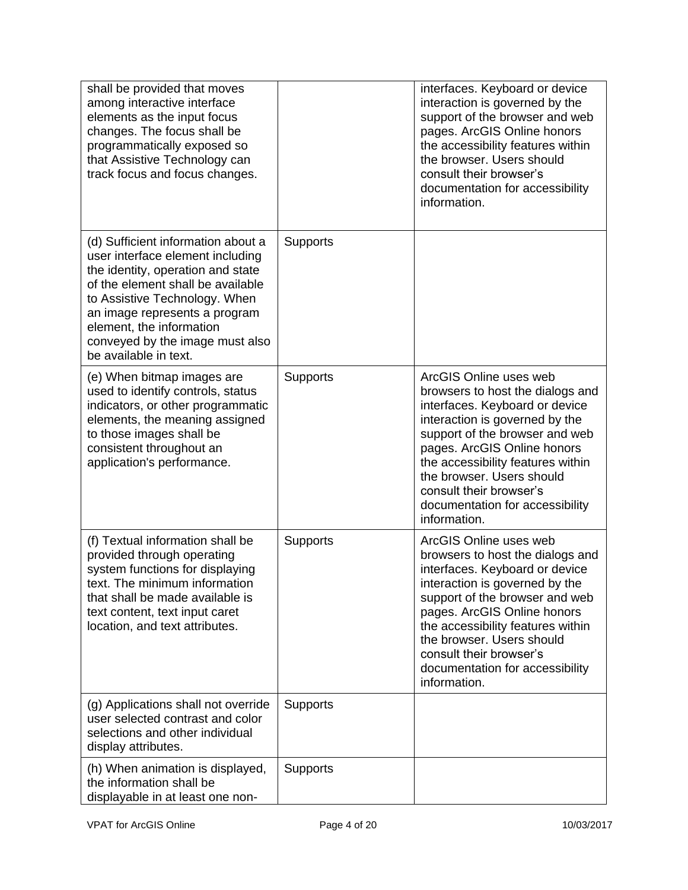| | | |
|---|---|---|
| shall be provided that moves among interactive interface elements as the input focus changes. The focus shall be programmatically exposed so that Assistive Technology can track focus and focus changes. | | interfaces. Keyboard or device interaction is governed by the support of the browser and web pages. ArcGIS Online honors the accessibility features within the browser. Users should consult their browser's documentation for accessibility information. |
| (d) Sufficient information about a user interface element including the identity, operation and state of the element shall be available to Assistive Technology. When an image represents a program element, the information conveyed by the image must also be available in text. | Supports | |
| (e) When bitmap images are used to identify controls, status indicators, or other programmatic elements, the meaning assigned to those images shall be consistent throughout an application's performance. | Supports | ArcGIS Online uses web browsers to host the dialogs and interfaces. Keyboard or device interaction is governed by the support of the browser and web pages. ArcGIS Online honors the accessibility features within the browser. Users should consult their browser's documentation for accessibility information. |
| (f) Textual information shall be provided through operating system functions for displaying text. The minimum information that shall be made available is text content, text input caret location, and text attributes. | Supports | ArcGIS Online uses web browsers to host the dialogs and interfaces. Keyboard or device interaction is governed by the support of the browser and web pages. ArcGIS Online honors the accessibility features within the browser. Users should consult their browser's documentation for accessibility information. |
| (g) Applications shall not override user selected contrast and color selections and other individual display attributes. | Supports | |
| (h) When animation is displayed, the information shall be displayable in at least one non- | Supports | |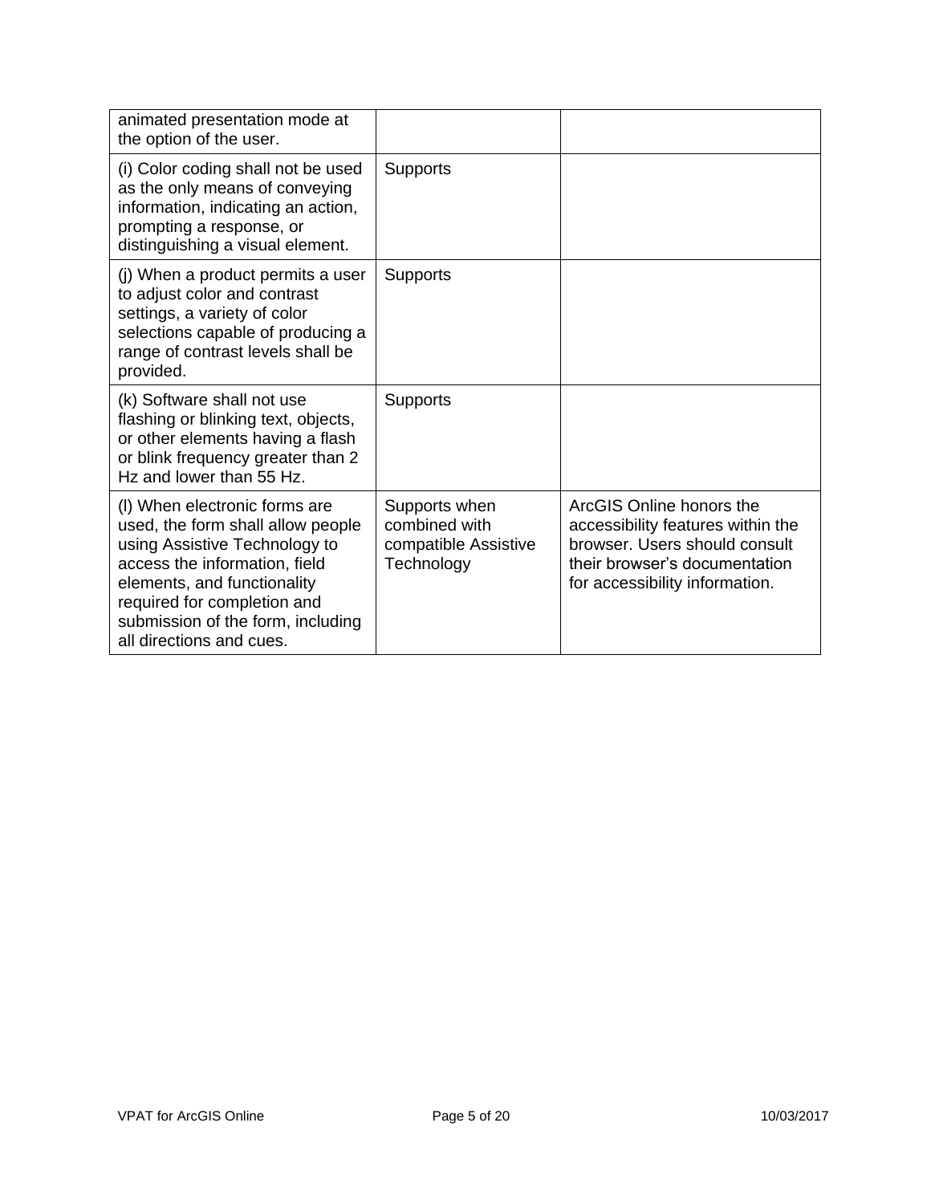| | | |
|---|---|---|
| animated presentation mode at the option of the user. | | |
| (i) Color coding shall not be used as the only means of conveying information, indicating an action, prompting a response, or distinguishing a visual element. | Supports | |
| (j) When a product permits a user to adjust color and contrast settings, a variety of color selections capable of producing a range of contrast levels shall be provided. | Supports | |
| (k) Software shall not use flashing or blinking text, objects, or other elements having a flash or blink frequency greater than 2 Hz and lower than 55 Hz. | Supports | |
| (l) When electronic forms are used, the form shall allow people using Assistive Technology to access the information, field elements, and functionality required for completion and submission of the form, including all directions and cues. | Supports when combined with compatible Assistive Technology | ArcGIS Online honors the accessibility features within the browser. Users should consult their browser's documentation for accessibility information. |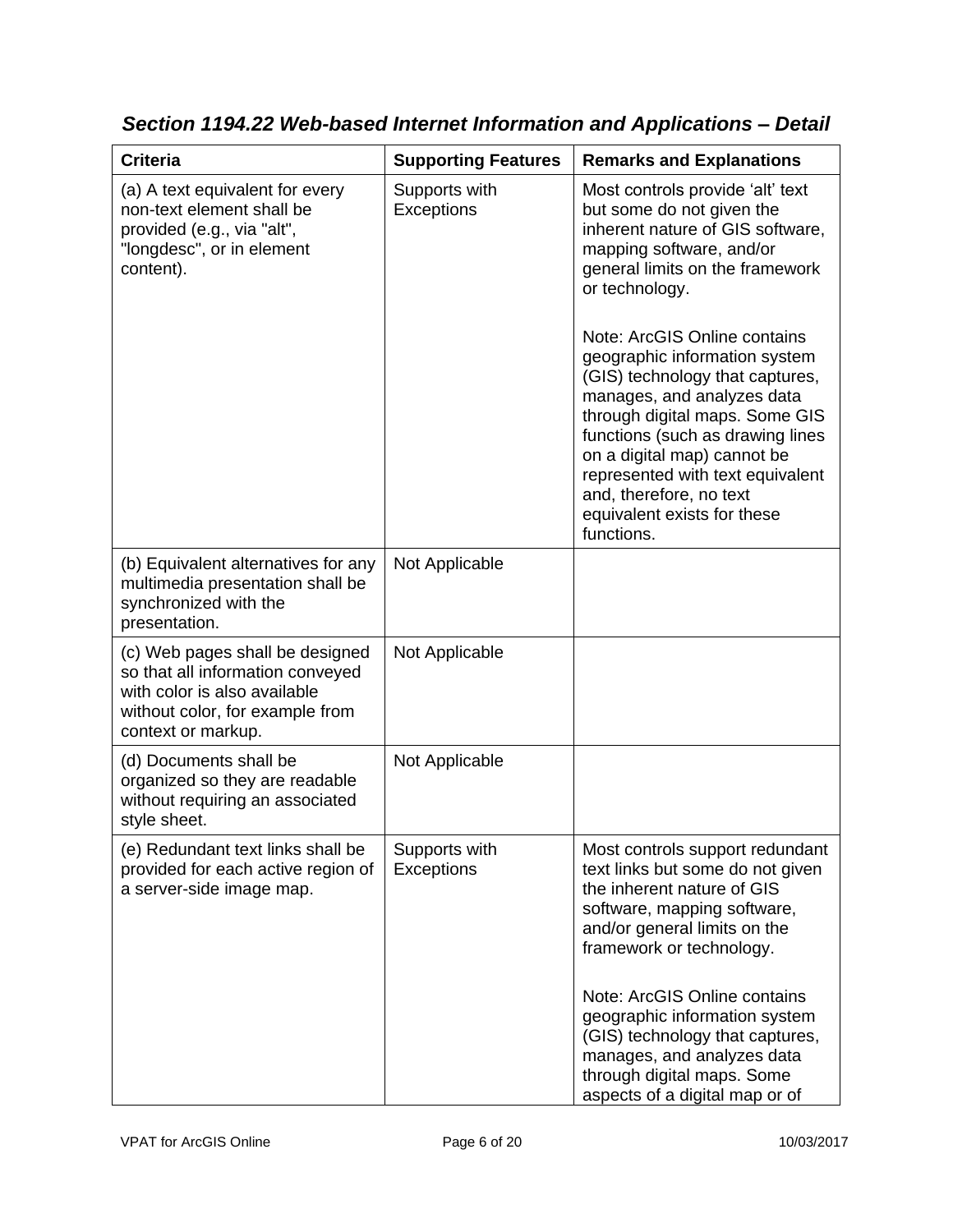### *Section 1194.22 Web-based Internet Information and Applications – Detail*

| Criteria | Supporting Features | Remarks and Explanations |
|---|---|---|
| (a) A text equivalent for every non-text element shall be provided (e.g., via "alt", "longdesc", or in element content). | Supports with Exceptions | Most controls provide 'alt' text but some do not given the inherent nature of GIS software, mapping software, and/or general limits on the framework or technology.<br><br>Note: ArcGIS Online contains geographic information system (GIS) technology that captures, manages, and analyzes data through digital maps. Some GIS functions (such as drawing lines on a digital map) cannot be represented with text equivalent and, therefore, no text equivalent exists for these functions. |
| (b) Equivalent alternatives for any multimedia presentation shall be synchronized with the presentation. | Not Applicable | |
| (c) Web pages shall be designed so that all information conveyed with color is also available without color, for example from context or markup. | Not Applicable | |
| (d) Documents shall be organized so they are readable without requiring an associated style sheet. | Not Applicable | |
| (e) Redundant text links shall be provided for each active region of a server-side image map. | Supports with Exceptions | Most controls support redundant text links but some do not given the inherent nature of GIS software, mapping software, and/or general limits on the framework or technology.<br><br>Note: ArcGIS Online contains geographic information system (GIS) technology that captures, manages, and analyzes data through digital maps. Some aspects of a digital map or of |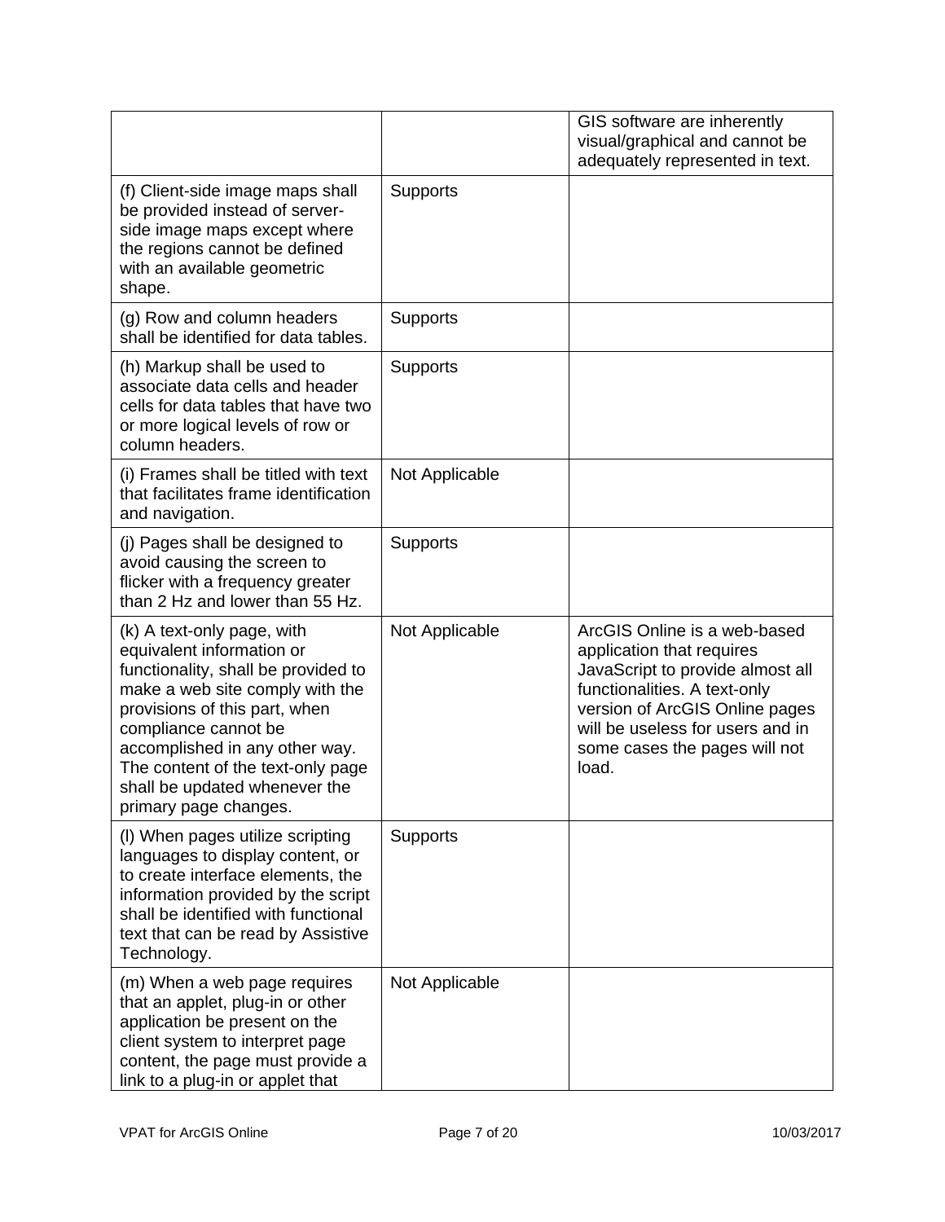| | | |
|---|---|---|
| | | GIS software are inherently visual/graphical and cannot be adequately represented in text. |
| (f) Client-side image maps shall be provided instead of server-side image maps except where the regions cannot be defined with an available geometric shape. | Supports | |
| (g) Row and column headers shall be identified for data tables. | Supports | |
| (h) Markup shall be used to associate data cells and header cells for data tables that have two or more logical levels of row or column headers. | Supports | |
| (i) Frames shall be titled with text that facilitates frame identification and navigation. | Not Applicable | |
| (j) Pages shall be designed to avoid causing the screen to flicker with a frequency greater than 2 Hz and lower than 55 Hz. | Supports | |
| (k) A text-only page, with equivalent information or functionality, shall be provided to make a web site comply with the provisions of this part, when compliance cannot be accomplished in any other way. The content of the text-only page shall be updated whenever the primary page changes. | Not Applicable | ArcGIS Online is a web-based application that requires JavaScript to provide almost all functionalities. A text-only version of ArcGIS Online pages will be useless for users and in some cases the pages will not load. |
| (l) When pages utilize scripting languages to display content, or to create interface elements, the information provided by the script shall be identified with functional text that can be read by Assistive Technology. | Supports | |
| (m) When a web page requires that an applet, plug-in or other application be present on the client system to interpret page content, the page must provide a link to a plug-in or applet that | Not Applicable | |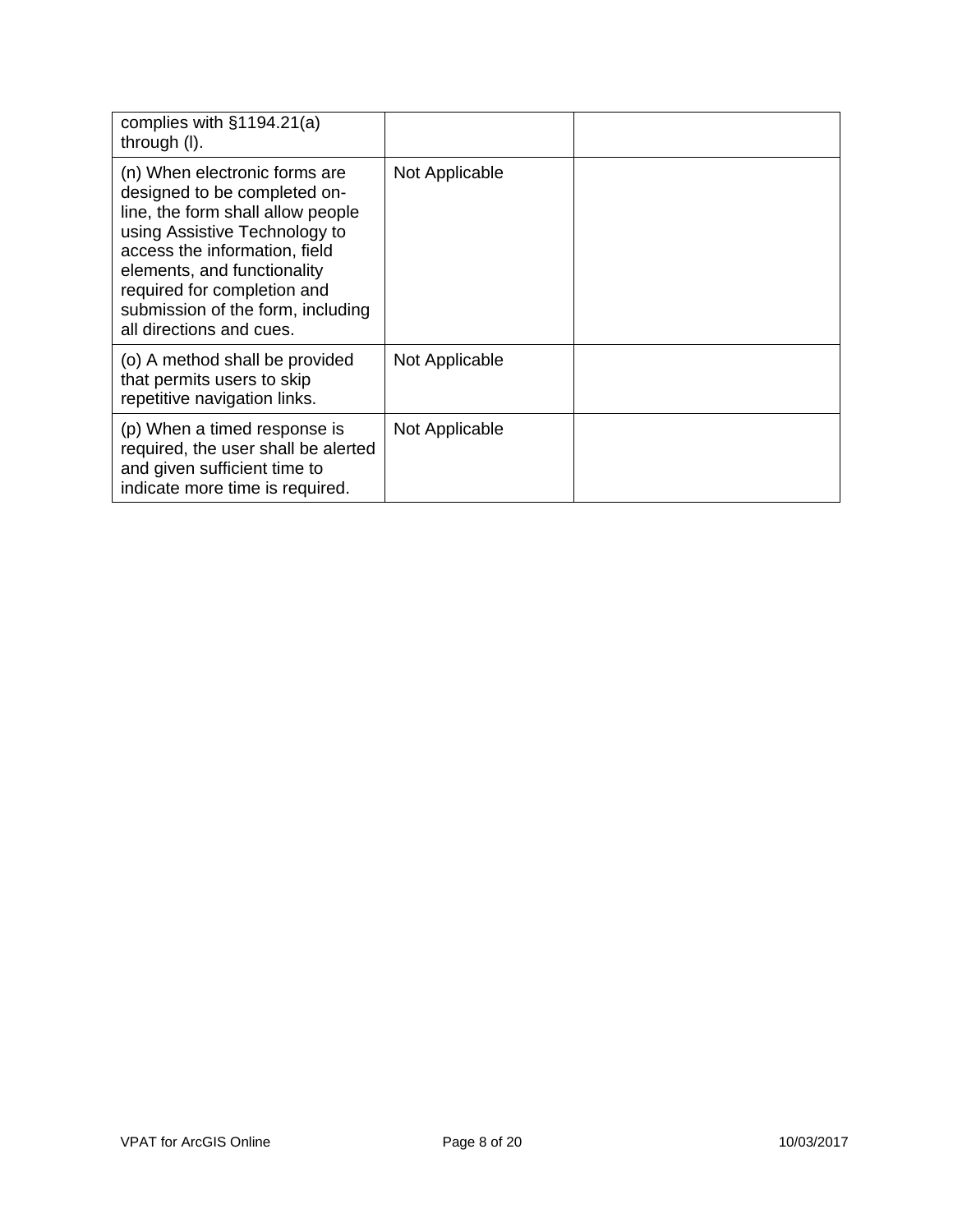| | | |
|---|---|---|
| complies with §1194.21(a) through (l). | | |
| (n) When electronic forms are designed to be completed on-line, the form shall allow people using Assistive Technology to access the information, field elements, and functionality required for completion and submission of the form, including all directions and cues. | Not Applicable | |
| (o) A method shall be provided that permits users to skip repetitive navigation links. | Not Applicable | |
| (p) When a timed response is required, the user shall be alerted and given sufficient time to indicate more time is required. | Not Applicable | |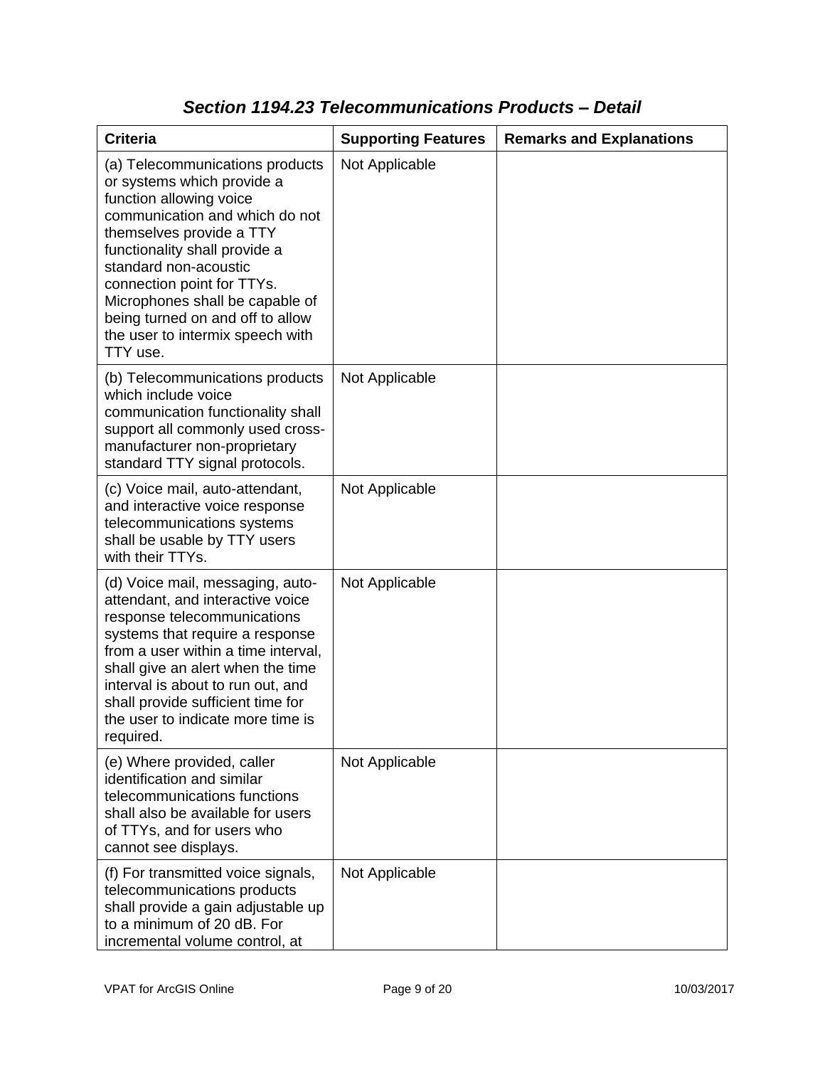### *Section 1194.23 Telecommunications Products – Detail*

| Criteria | Supporting Features | Remarks and Explanations |
| --- | --- | --- |
| (a) Telecommunications products or systems which provide a function allowing voice communication and which do not themselves provide a TTY functionality shall provide a standard non-acoustic connection point for TTYs. Microphones shall be capable of being turned on and off to allow the user to intermix speech with TTY use. | Not Applicable | |
| (b) Telecommunications products which include voice communication functionality shall support all commonly used cross-manufacturer non-proprietary standard TTY signal protocols. | Not Applicable | |
| (c) Voice mail, auto-attendant, and interactive voice response telecommunications systems shall be usable by TTY users with their TTYs. | Not Applicable | |
| (d) Voice mail, messaging, auto-attendant, and interactive voice response telecommunications systems that require a response from a user within a time interval, shall give an alert when the time interval is about to run out, and shall provide sufficient time for the user to indicate more time is required. | Not Applicable | |
| (e) Where provided, caller identification and similar telecommunications functions shall also be available for users of TTYs, and for users who cannot see displays. | Not Applicable | |
| (f) For transmitted voice signals, telecommunications products shall provide a gain adjustable up to a minimum of 20 dB. For incremental volume control, at | Not Applicable | |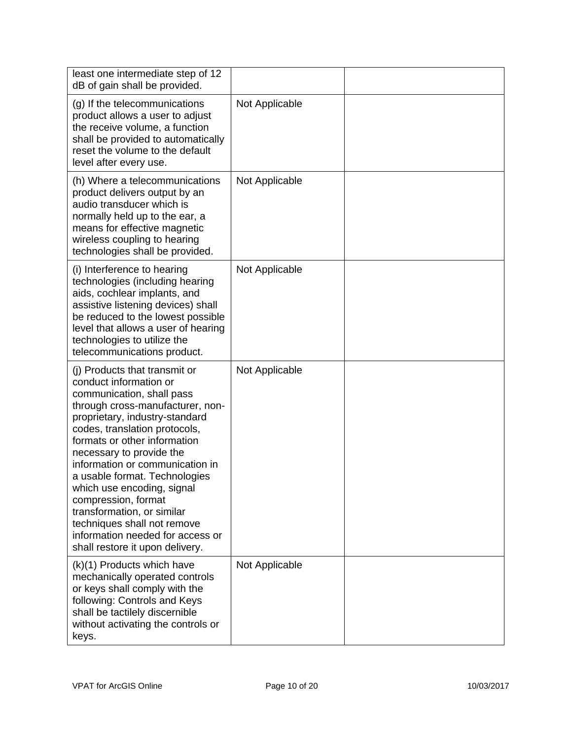| | | |
|---|---|---|
| least one intermediate step of 12 dB of gain shall be provided. | | |
| (g) If the telecommunications product allows a user to adjust the receive volume, a function shall be provided to automatically reset the volume to the default level after every use. | Not Applicable | |
| (h) Where a telecommunications product delivers output by an audio transducer which is normally held up to the ear, a means for effective magnetic wireless coupling to hearing technologies shall be provided. | Not Applicable | |
| (i) Interference to hearing technologies (including hearing aids, cochlear implants, and assistive listening devices) shall be reduced to the lowest possible level that allows a user of hearing technologies to utilize the telecommunications product. | Not Applicable | |
| (j) Products that transmit or conduct information or communication, shall pass through cross-manufacturer, non-proprietary, industry-standard codes, translation protocols, formats or other information necessary to provide the information or communication in a usable format. Technologies which use encoding, signal compression, format transformation, or similar techniques shall not remove information needed for access or shall restore it upon delivery. | Not Applicable | |
| (k)(1) Products which have mechanically operated controls or keys shall comply with the following: Controls and Keys shall be tactilely discernible without activating the controls or keys. | Not Applicable | |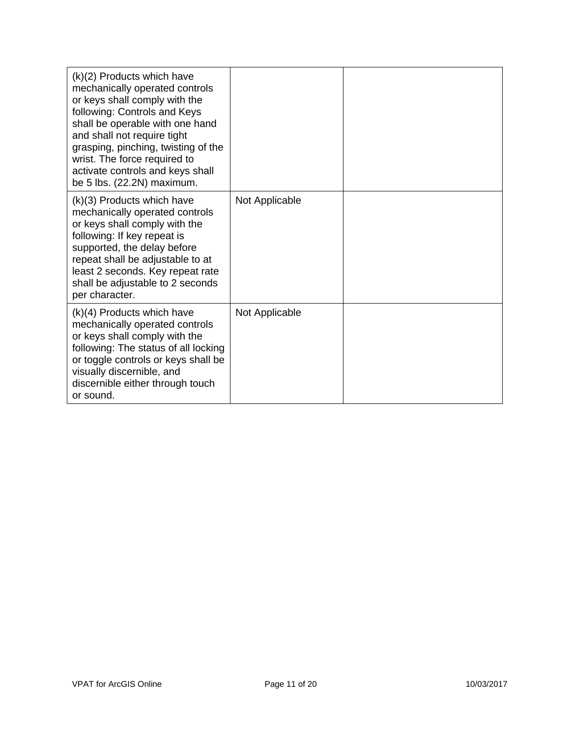| | | |
|---|---|---|
| (k)(2) Products which have mechanically operated controls or keys shall comply with the following: Controls and Keys shall be operable with one hand and shall not require tight grasping, pinching, twisting of the wrist. The force required to activate controls and keys shall be 5 lbs. (22.2N) maximum. | | |
| (k)(3) Products which have mechanically operated controls or keys shall comply with the following: If key repeat is supported, the delay before repeat shall be adjustable to at least 2 seconds. Key repeat rate shall be adjustable to 2 seconds per character. | Not Applicable | |
| (k)(4) Products which have mechanically operated controls or keys shall comply with the following: The status of all locking or toggle controls or keys shall be visually discernible, and discernible either through touch or sound. | Not Applicable | |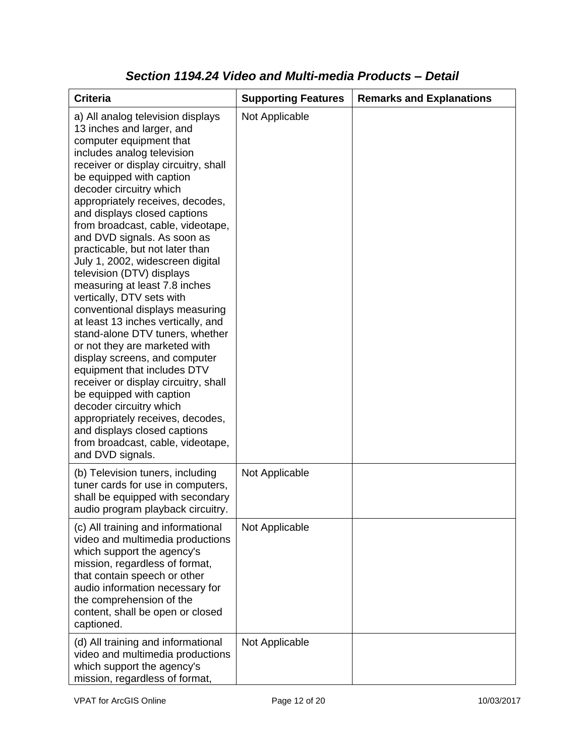### *Section 1194.24 Video and Multi-media Products – Detail*

| Criteria | Supporting Features | Remarks and Explanations |
|---|---|---|
| a) All analog television displays 13 inches and larger, and computer equipment that includes analog television receiver or display circuitry, shall be equipped with caption decoder circuitry which appropriately receives, decodes, and displays closed captions from broadcast, cable, videotape, and DVD signals. As soon as practicable, but not later than July 1, 2002, widescreen digital television (DTV) displays measuring at least 7.8 inches vertically, DTV sets with conventional displays measuring at least 13 inches vertically, and stand-alone DTV tuners, whether or not they are marketed with display screens, and computer equipment that includes DTV receiver or display circuitry, shall be equipped with caption decoder circuitry which appropriately receives, decodes, and displays closed captions from broadcast, cable, videotape, and DVD signals. | Not Applicable | |
| (b) Television tuners, including tuner cards for use in computers, shall be equipped with secondary audio program playback circuitry. | Not Applicable | |
| (c) All training and informational video and multimedia productions which support the agency's mission, regardless of format, that contain speech or other audio information necessary for the comprehension of the content, shall be open or closed captioned. | Not Applicable | |
| (d) All training and informational video and multimedia productions which support the agency's mission, regardless of format, | Not Applicable | |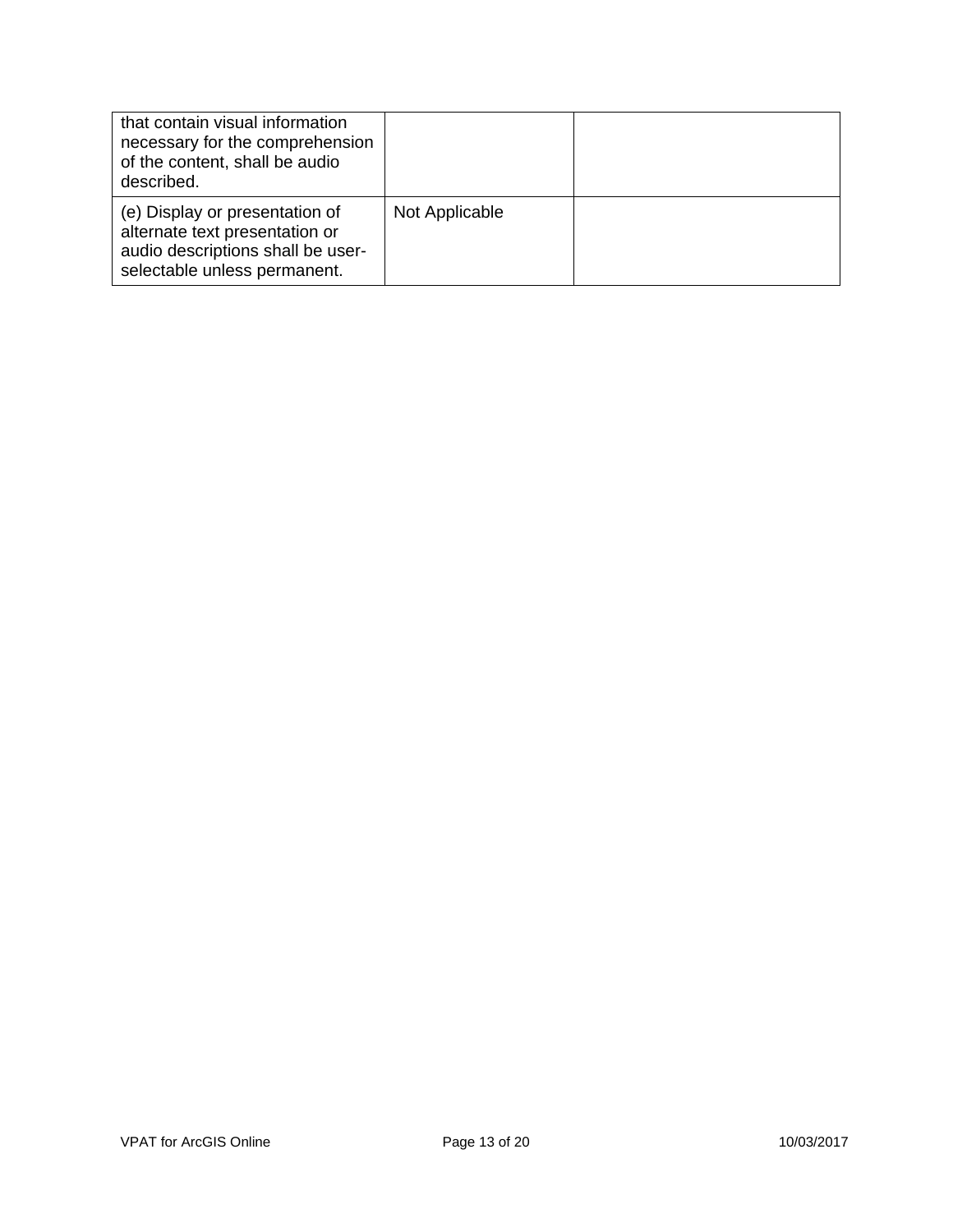| | | |
|---|---|---|
| that contain visual information necessary for the comprehension of the content, shall be audio described. | | |
| (e) Display or presentation of alternate text presentation or audio descriptions shall be user-selectable unless permanent. | Not Applicable | |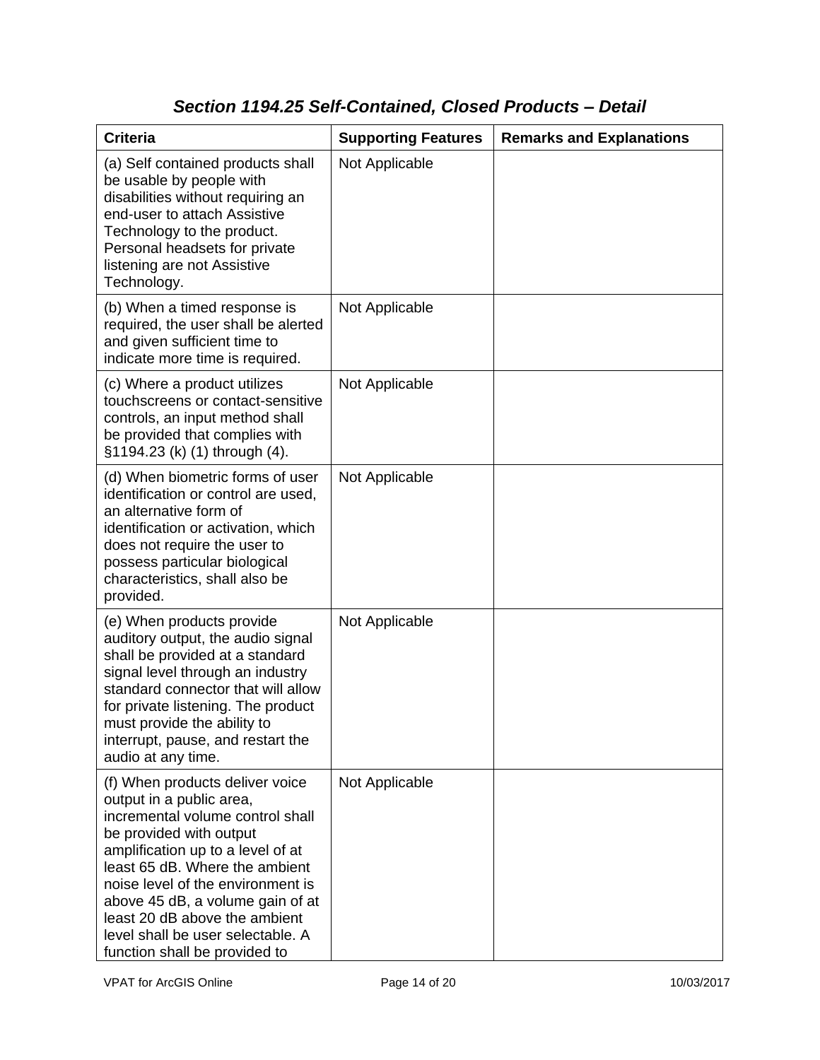### *Section 1194.25 Self-Contained, Closed Products – Detail*

| Criteria | Supporting Features | Remarks and Explanations |
|---|---|---|
| (a) Self contained products shall be usable by people with disabilities without requiring an end-user to attach Assistive Technology to the product. Personal headsets for private listening are not Assistive Technology. | Not Applicable | |
| (b) When a timed response is required, the user shall be alerted and given sufficient time to indicate more time is required. | Not Applicable | |
| (c) Where a product utilizes touchscreens or contact-sensitive controls, an input method shall be provided that complies with §1194.23 (k) (1) through (4). | Not Applicable | |
| (d) When biometric forms of user identification or control are used, an alternative form of identification or activation, which does not require the user to possess particular biological characteristics, shall also be provided. | Not Applicable | |
| (e) When products provide auditory output, the audio signal shall be provided at a standard signal level through an industry standard connector that will allow for private listening. The product must provide the ability to interrupt, pause, and restart the audio at any time. | Not Applicable | |
| (f) When products deliver voice output in a public area, incremental volume control shall be provided with output amplification up to a level of at least 65 dB. Where the ambient noise level of the environment is above 45 dB, a volume gain of at least 20 dB above the ambient level shall be user selectable. A function shall be provided to | Not Applicable | |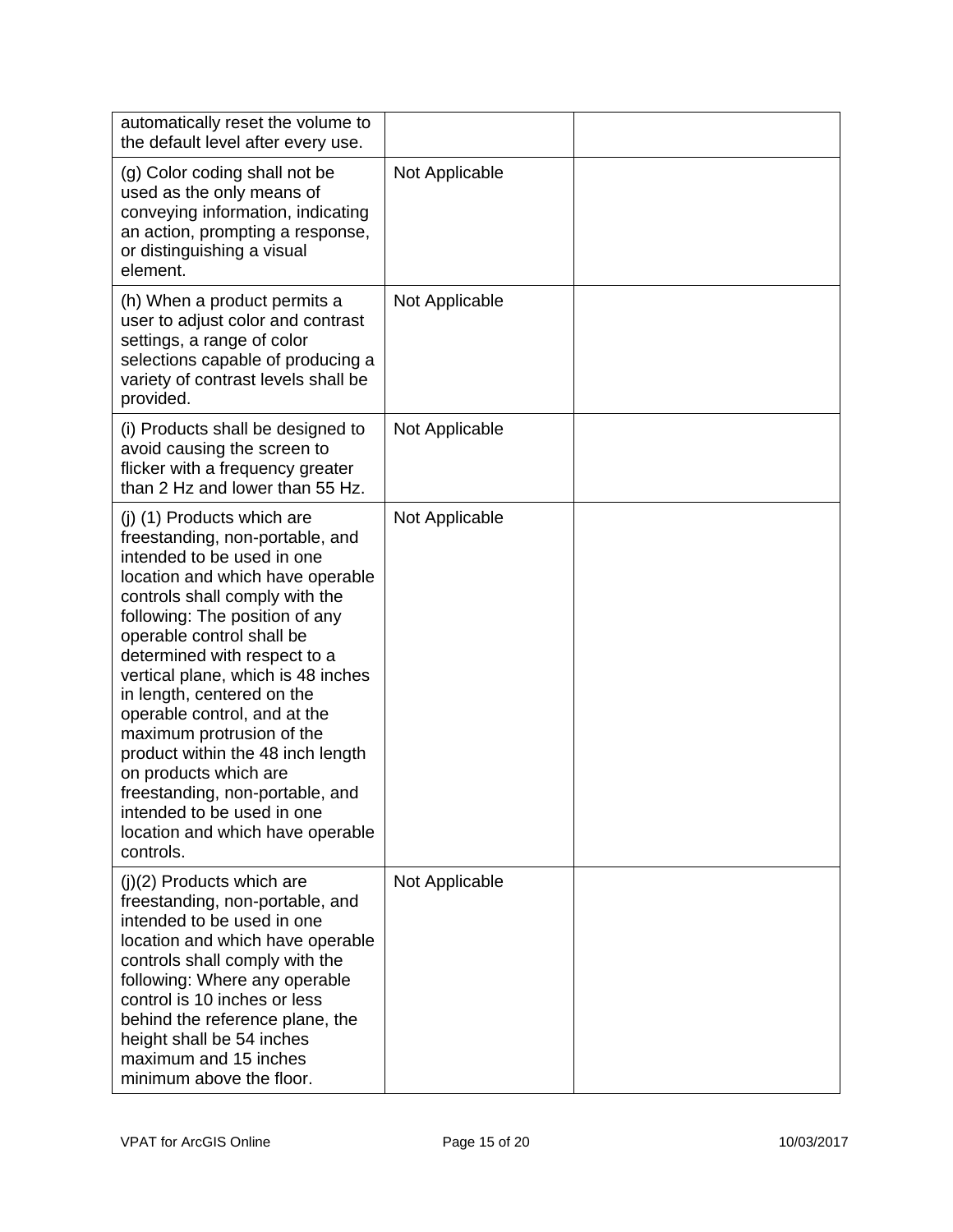| | | |
|---|---|---|
| automatically reset the volume to the default level after every use. | | |
| (g) Color coding shall not be used as the only means of conveying information, indicating an action, prompting a response, or distinguishing a visual element. | Not Applicable | |
| (h) When a product permits a user to adjust color and contrast settings, a range of color selections capable of producing a variety of contrast levels shall be provided. | Not Applicable | |
| (i) Products shall be designed to avoid causing the screen to flicker with a frequency greater than 2 Hz and lower than 55 Hz. | Not Applicable | |
| (j) (1) Products which are freestanding, non-portable, and intended to be used in one location and which have operable controls shall comply with the following: The position of any operable control shall be determined with respect to a vertical plane, which is 48 inches in length, centered on the operable control, and at the maximum protrusion of the product within the 48 inch length on products which are freestanding, non-portable, and intended to be used in one location and which have operable controls. | Not Applicable | |
| (j)(2) Products which are freestanding, non-portable, and intended to be used in one location and which have operable controls shall comply with the following: Where any operable control is 10 inches or less behind the reference plane, the height shall be 54 inches maximum and 15 inches minimum above the floor. | Not Applicable | |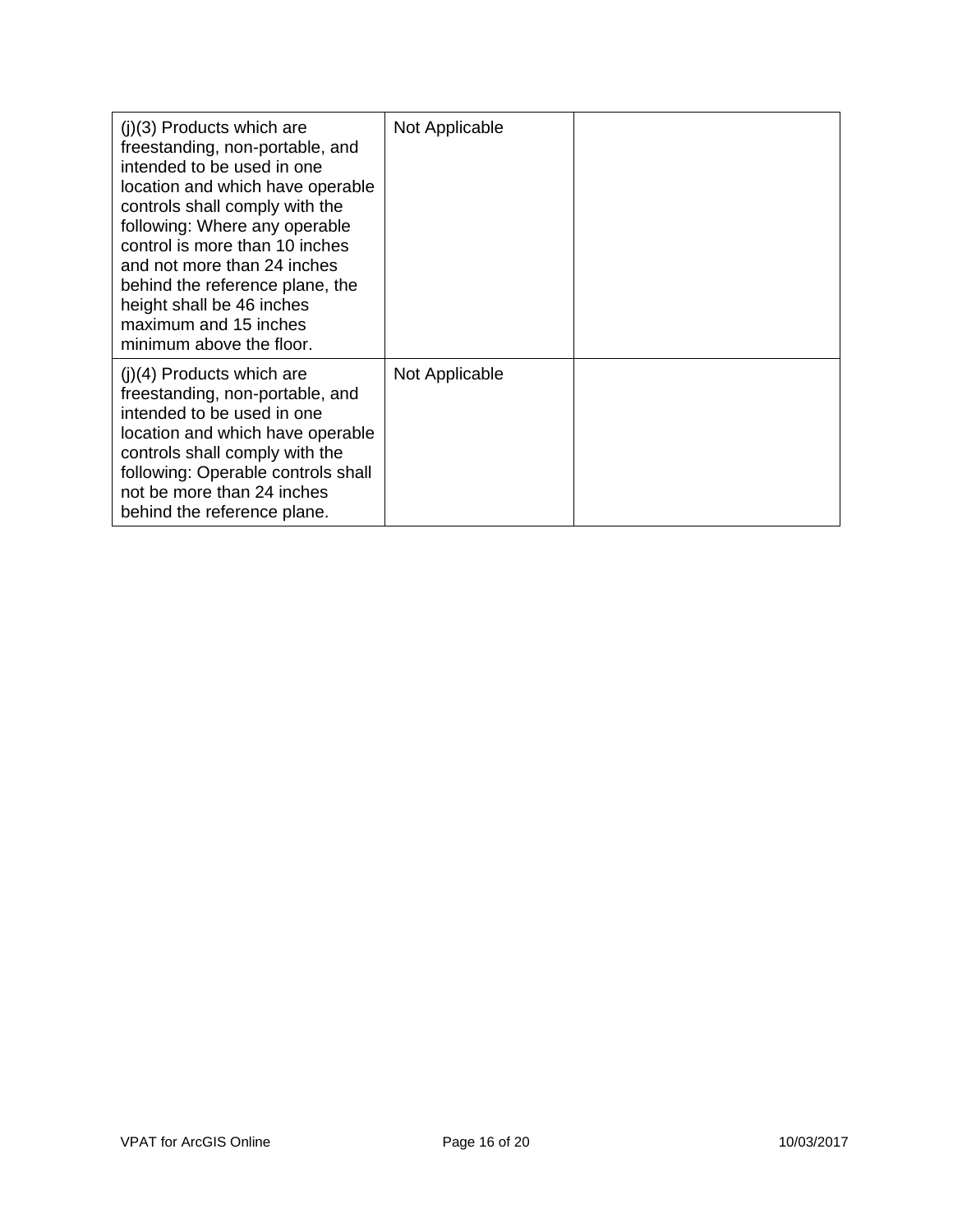| | | |
|---|---|---|
| (j)(3) Products which are freestanding, non-portable, and intended to be used in one location and which have operable controls shall comply with the following: Where any operable control is more than 10 inches and not more than 24 inches behind the reference plane, the height shall be 46 inches maximum and 15 inches minimum above the floor. | Not Applicable | |
| (j)(4) Products which are freestanding, non-portable, and intended to be used in one location and which have operable controls shall comply with the following: Operable controls shall not be more than 24 inches behind the reference plane. | Not Applicable | |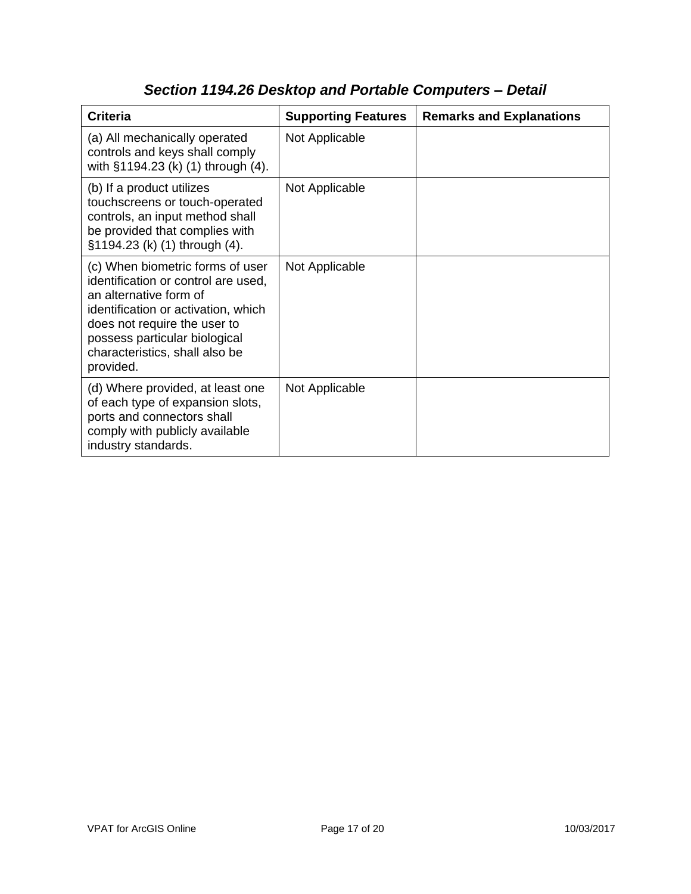## *Section 1194.26 Desktop and Portable Computers – Detail*

| Criteria | Supporting Features | Remarks and Explanations |
| --- | --- | --- |
| (a) All mechanically operated controls and keys shall comply with §1194.23 (k) (1) through (4). | Not Applicable | |
| (b) If a product utilizes touchscreens or touch-operated controls, an input method shall be provided that complies with §1194.23 (k) (1) through (4). | Not Applicable | |
| (c) When biometric forms of user identification or control are used, an alternative form of identification or activation, which does not require the user to possess particular biological characteristics, shall also be provided. | Not Applicable | |
| (d) Where provided, at least one of each type of expansion slots, ports and connectors shall comply with publicly available industry standards. | Not Applicable | |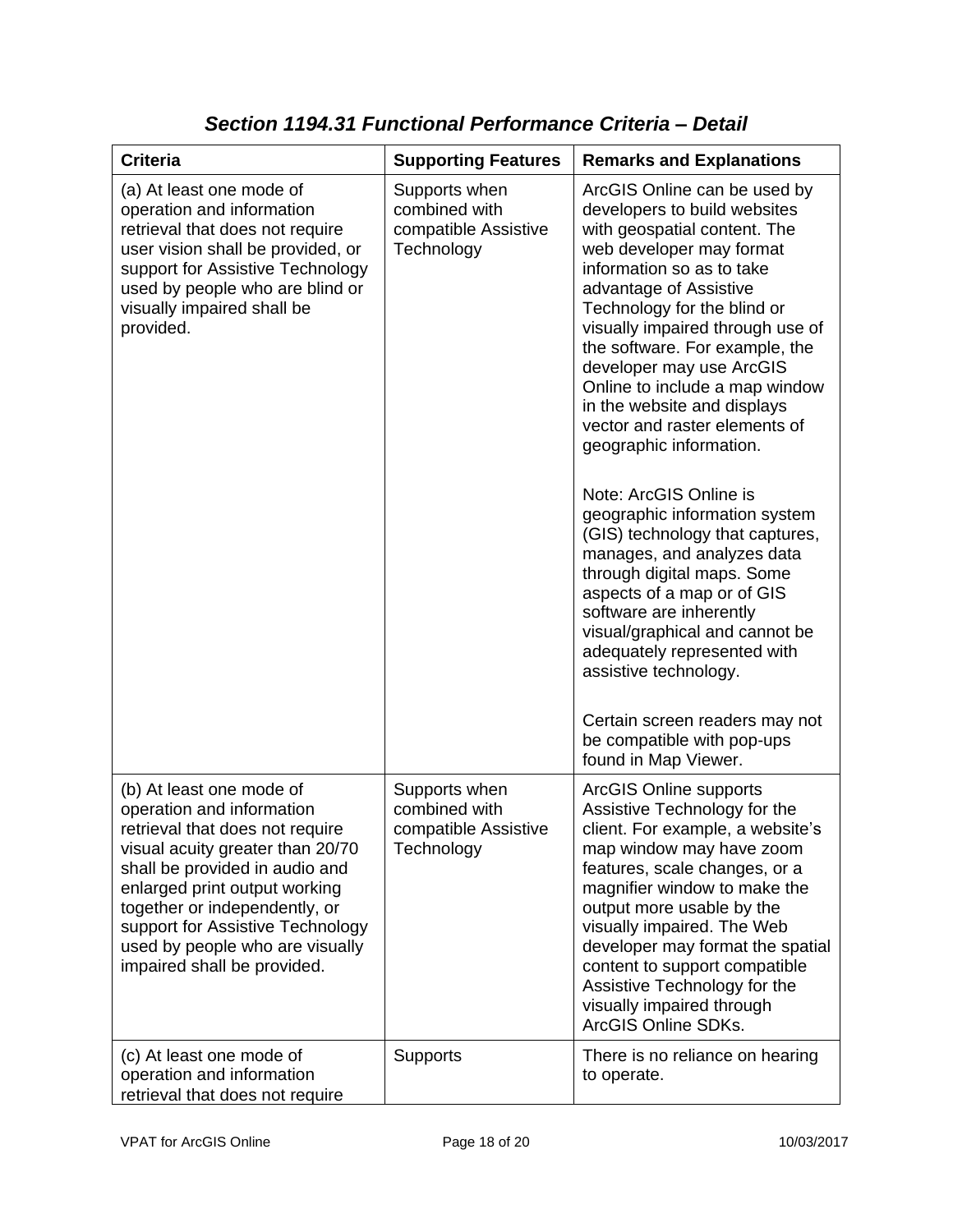## *Section 1194.31 Functional Performance Criteria – Detail*

| Criteria | Supporting Features | Remarks and Explanations |
|---|---|---|
| (a) At least one mode of operation and information retrieval that does not require user vision shall be provided, or support for Assistive Technology used by people who are blind or visually impaired shall be provided. | Supports when combined with compatible Assistive Technology | ArcGIS Online can be used by developers to build websites with geospatial content. The web developer may format information so as to take advantage of Assistive Technology for the blind or visually impaired through use of the software. For example, the developer may use ArcGIS Online to include a map window in the website and displays vector and raster elements of geographic information.<br><br>Note: ArcGIS Online is geographic information system (GIS) technology that captures, manages, and analyzes data through digital maps. Some aspects of a map or of GIS software are inherently visual/graphical and cannot be adequately represented with assistive technology.<br><br>Certain screen readers may not be compatible with pop-ups found in Map Viewer. |
| (b) At least one mode of operation and information retrieval that does not require visual acuity greater than 20/70 shall be provided in audio and enlarged print output working together or independently, or support for Assistive Technology used by people who are visually impaired shall be provided. | Supports when combined with compatible Assistive Technology | ArcGIS Online supports Assistive Technology for the client. For example, a website's map window may have zoom features, scale changes, or a magnifier window to make the output more usable by the visually impaired. The Web developer may format the spatial content to support compatible Assistive Technology for the visually impaired through ArcGIS Online SDKs. |
| (c) At least one mode of operation and information retrieval that does not require | Supports | There is no reliance on hearing to operate. |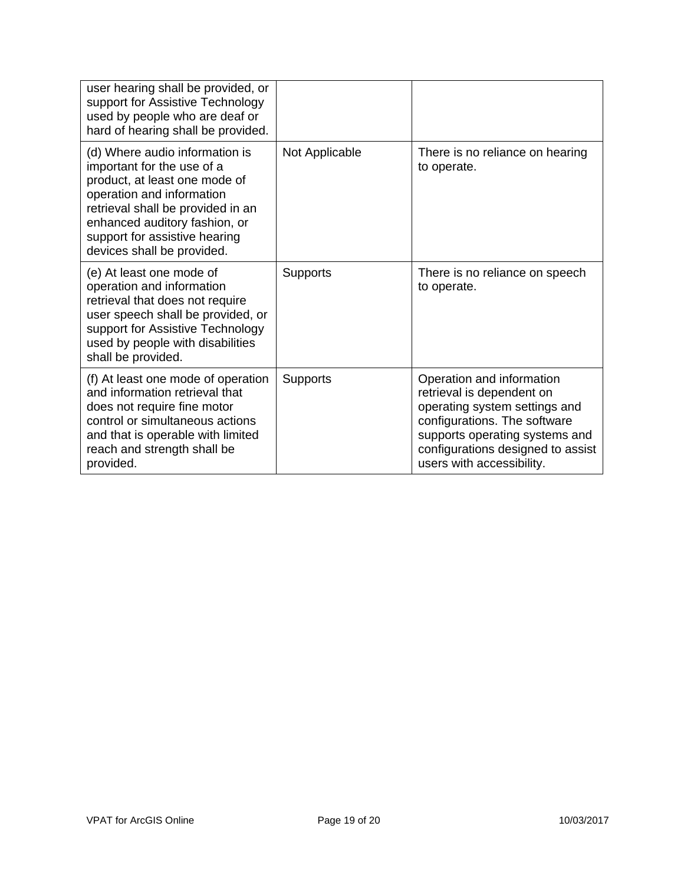| | | |
|---|---|---|
| user hearing shall be provided, or support for Assistive Technology used by people who are deaf or hard of hearing shall be provided. | | |
| (d) Where audio information is important for the use of a product, at least one mode of operation and information retrieval shall be provided in an enhanced auditory fashion, or support for assistive hearing devices shall be provided. | Not Applicable | There is no reliance on hearing to operate. |
| (e) At least one mode of operation and information retrieval that does not require user speech shall be provided, or support for Assistive Technology used by people with disabilities shall be provided. | Supports | There is no reliance on speech to operate. |
| (f) At least one mode of operation and information retrieval that does not require fine motor control or simultaneous actions and that is operable with limited reach and strength shall be provided. | Supports | Operation and information retrieval is dependent on operating system settings and configurations. The software supports operating systems and configurations designed to assist users with accessibility. |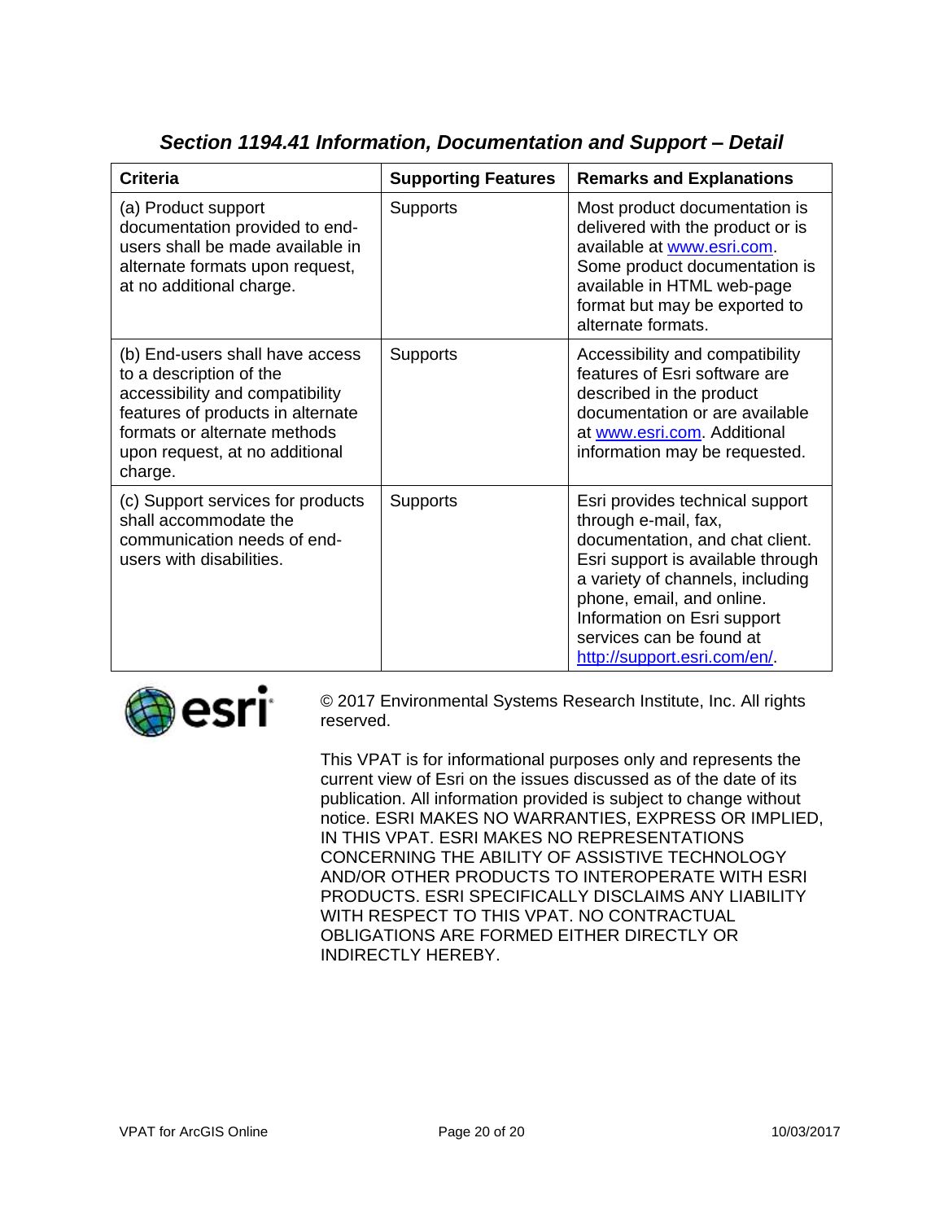### *Section 1194.41 Information, Documentation and Support – Detail*

| Criteria | Supporting Features | Remarks and Explanations |
| --- | --- | --- |
| (a) Product support documentation provided to end-users shall be made available in alternate formats upon request, at no additional charge. | Supports | Most product documentation is delivered with the product or is available at www.esri.com. Some product documentation is available in HTML web-page format but may be exported to alternate formats. |
| (b) End-users shall have access to a description of the accessibility and compatibility features of products in alternate formats or alternate methods upon request, at no additional charge. | Supports | Accessibility and compatibility features of Esri software are described in the product documentation or are available at www.esri.com. Additional information may be requested. |
| (c) Support services for products shall accommodate the communication needs of end-users with disabilities. | Supports | Esri provides technical support through e-mail, fax, documentation, and chat client. Esri support is available through a variety of channels, including phone, email, and online. Information on Esri support services can be found at http://support.esri.com/en/. |

esri

© 2017 Environmental Systems Research Institute, Inc. All rights reserved.

This VPAT is for informational purposes only and represents the current view of Esri on the issues discussed as of the date of its publication. All information provided is subject to change without notice. ESRI MAKES NO WARRANTIES, EXPRESS OR IMPLIED, IN THIS VPAT. ESRI MAKES NO REPRESENTATIONS CONCERNING THE ABILITY OF ASSISTIVE TECHNOLOGY AND/OR OTHER PRODUCTS TO INTEROPERATE WITH ESRI PRODUCTS. ESRI SPECIFICALLY DISCLAIMS ANY LIABILITY WITH RESPECT TO THIS VPAT. NO CONTRACTUAL OBLIGATIONS ARE FORMED EITHER DIRECTLY OR INDIRECTLY HEREBY.